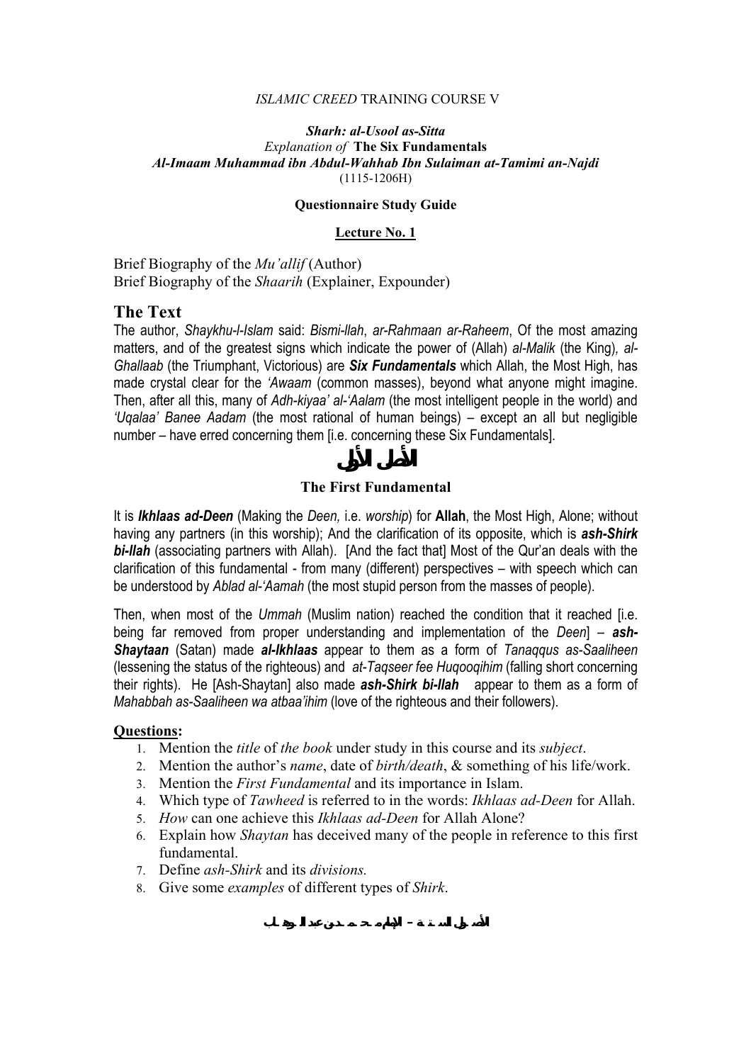*ISLAMIC CREED* TRAINING COURSE V

***Sharh: al-Usool as-Sitta***
*Explanation of* **The Six Fundamentals**
***Al-Imaam Muhammad ibn Abdul-Wahhab Ibn Sulaiman at-Tamimi an-Najdi***
(1115-1206H)

**Questionnaire Study Guide**

**Lecture No. 1**

Brief Biography of the *Mu'allif* (Author)
Brief Biography of the *Shaarih* (Explainer, Expounder)

## The Text

The author, *Shaykhu-l-Islam* said: *Bismi-llah*, *ar-Rahmaan ar-Raheem*, Of the most amazing matters, and of the greatest signs which indicate the power of (Allah) *al-Malik* (the King), *al-Ghallaab* (the Triumphant, Victorious) are ***Six Fundamentals*** which Allah, the Most High, has made crystal clear for the *'Awaam* (common masses), beyond what anyone might imagine. Then, after all this, many of *Adh-kiyaa' al-'Aalam* (the most intelligent people in the world) and *'Uqalaa' Banee Aadam* (the most rational of human beings) – except an all but negligible number – have erred concerning them [i.e. concerning these Six Fundamentals].

# الأصل الأول

### The First Fundamental

It is ***Ikhlaas ad-Deen*** (Making the *Deen,* i.e. *worship*) for **Allah**, the Most High, Alone; without having any partners (in this worship); And the clarification of its opposite, which is ***ash-Shirk bi-llah*** (associating partners with Allah). [And the fact that] Most of the Qur'an deals with the clarification of this fundamental - from many (different) perspectives – with speech which can be understood by *Ablad al-'Aamah* (the most stupid person from the masses of people).

Then, when most of the *Ummah* (Muslim nation) reached the condition that it reached [i.e. being far removed from proper understanding and implementation of the *Deen*] – ***ash-Shaytaan*** (Satan) made ***al-Ikhlaas*** appear to them as a form of *Tanaqqus as-Saaliheen* (lessening the status of the righteous) and *at-Taqseer fee Huqooqihim* (falling short concerning their rights). He [Ash-Shaytan] also made ***ash-Shirk bi-llah*** appear to them as a form of *Mahabbah as-Saaliheen wa atbaa'ihim* (love of the righteous and their followers).

**Questions:**

1. Mention the *title* of *the book* under study in this course and its *subject*.
2. Mention the author's *name*, date of *birth/death*, & something of his life/work.
3. Mention the *First Fundamental* and its importance in Islam.
4. Which type of *Tawheed* is referred to in the words: *Ikhlaas ad-Deen* for Allah.
5. *How* can one achieve this *Ikhlaas ad-Deen* for Allah Alone?
6. Explain how *Shaytan* has deceived many of the people in reference to this first fundamental.
7. Define *ash-Shirk* and its *divisions.*
8. Give some *examples* of different types of *Shirk*.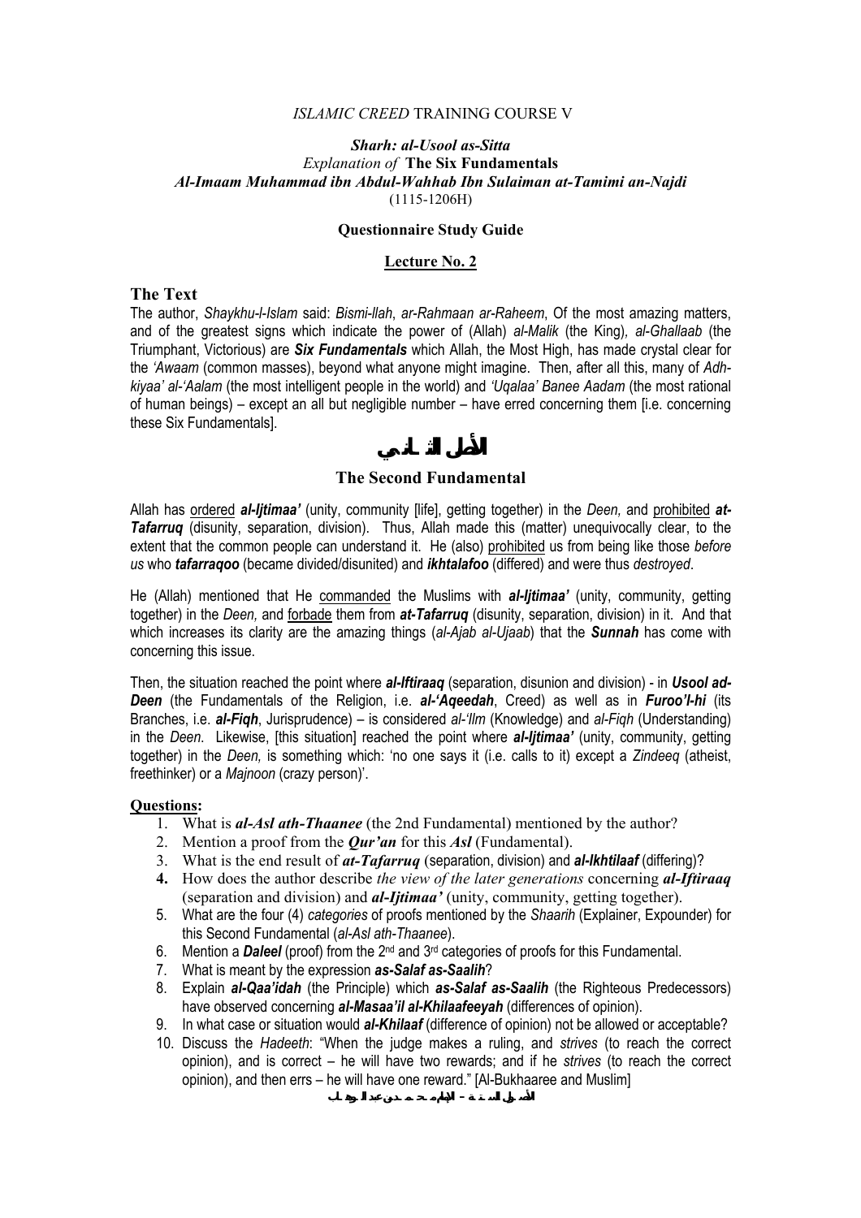*ISLAMIC CREED* TRAINING COURSE V

***Sharh: al-Usool as-Sitta***
*Explanation of* **The Six Fundamentals**
***Al-Imaam Muhammad ibn Abdul-Wahhab Ibn Sulaiman at-Tamimi an-Najdi***
(1115-1206H)

**Questionnaire Study Guide**

**Lecture No. 2**

## The Text

The author, *Shaykhu-l-Islam* said: *Bismi-llah*, *ar-Rahmaan ar-Raheem*, Of the most amazing matters, and of the greatest signs which indicate the power of (Allah) *al-Malik* (the King), *al-Ghallaab* (the Triumphant, Victorious) are ***Six Fundamentals*** which Allah, the Most High, has made crystal clear for the *'Awaam* (common masses), beyond what anyone might imagine. Then, after all this, many of *Adh-kiyaa' al-'Aalam* (the most intelligent people in the world) and *'Uqalaa' Banee Aadam* (the most rational of human beings) – except an all but negligible number – have erred concerning them [i.e. concerning these Six Fundamentals].

## الأصل الثاني

## The Second Fundamental

Allah has ordered ***al-Ijtimaa'*** (unity, community [life], getting together) in the *Deen,* and prohibited ***at-Tafarruq*** (disunity, separation, division). Thus, Allah made this (matter) unequivocally clear, to the extent that the common people can understand it. He (also) prohibited us from being like those *before us* who ***tafarraqoo*** (became divided/disunited) and ***ikhtalafoo*** (differed) and were thus *destroyed*.

He (Allah) mentioned that He commanded the Muslims with ***al-Ijtimaa'*** (unity, community, getting together) in the *Deen,* and forbade them from ***at-Tafarruq*** (disunity, separation, division) in it. And that which increases its clarity are the amazing things (*al-Ajab al-Ujaab*) that the ***Sunnah*** has come with concerning this issue.

Then, the situation reached the point where ***al-Iftiraaq*** (separation, disunion and division) - in ***Usool ad-Deen*** (the Fundamentals of the Religion, i.e. ***al-'Aqeedah***, Creed) as well as in ***Furoo'l-hi*** (its Branches, i.e. ***al-Fiqh***, Jurisprudence) – is considered *al-'Ilm* (Knowledge) and *al-Fiqh* (Understanding) in the *Deen.* Likewise, [this situation] reached the point where ***al-Ijtimaa'*** (unity, community, getting together) in the *Deen,* is something which: 'no one says it (i.e. calls to it) except a *Zindeeq* (atheist, freethinker) or a *Majnoon* (crazy person)'.

**Questions:**

1. What is ***al-Asl ath-Thaanee*** (the 2nd Fundamental) mentioned by the author?
2. Mention a proof from the ***Qur'an*** for this ***Asl*** (Fundamental).
3. What is the end result of ***at-Tafarruq*** (separation, division) and ***al-Ikhtilaaf*** (differing)?
4. How does the author describe *the view of the later generations* concerning ***al-Iftiraaq*** (separation and division) and ***al-Ijtimaa'*** (unity, community, getting together).
5. What are the four (4) *categories* of proofs mentioned by the *Shaarih* (Explainer, Expounder) for this Second Fundamental (*al-Asl ath-Thaanee*).
6. Mention a ***Daleel*** (proof) from the 2nd and 3rd categories of proofs for this Fundamental.
7. What is meant by the expression ***as-Salaf as-Saalih***?
8. Explain ***al-Qaa'idah*** (the Principle) which ***as-Salaf as-Saalih*** (the Righteous Predecessors) have observed concerning ***al-Masaa'il al-Khilaafeeyah*** (differences of opinion).
9. In what case or situation would ***al-Khilaaf*** (difference of opinion) not be allowed or acceptable?
10. Discuss the *Hadeeth*: "When the judge makes a ruling, and *strives* (to reach the correct opinion), and is correct – he will have two rewards; and if he *strives* (to reach the correct opinion), and then errs – he will have one reward." [Al-Bukhaaree and Muslim]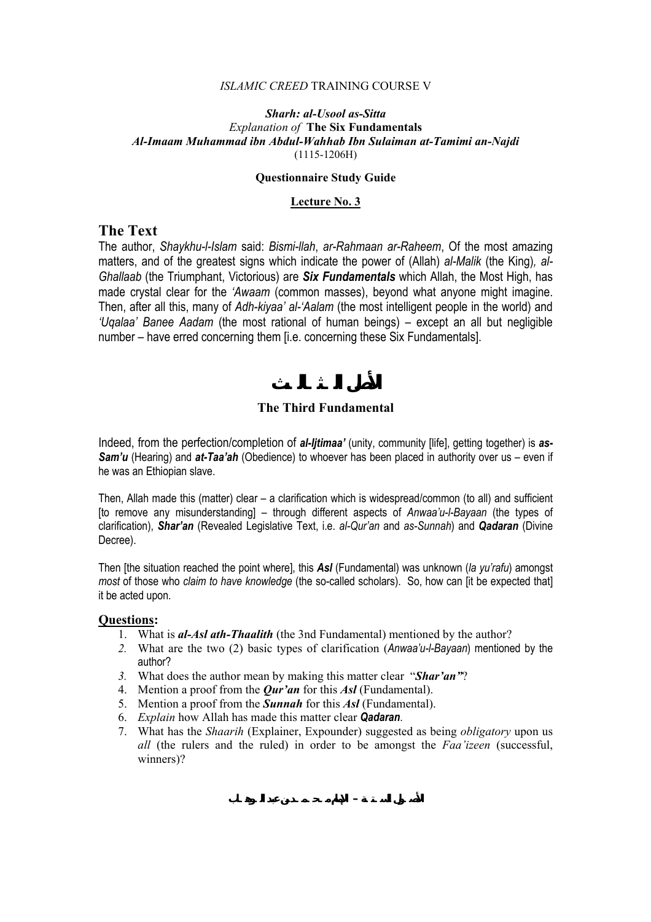*ISLAMIC CREED* TRAINING COURSE V

***Sharh: al-Usool as-Sitta***
*Explanation of* **The Six Fundamentals**
***Al-Imaam Muhammad ibn Abdul-Wahhab Ibn Sulaiman at-Tamimi an-Najdi***
(1115-1206H)

**Questionnaire Study Guide**

**Lecture No. 3**

## The Text

The author, *Shaykhu-l-Islam* said: *Bismi-llah*, *ar-Rahmaan ar-Raheem*, Of the most amazing matters, and of the greatest signs which indicate the power of (Allah) *al-Malik* (the King)*, al-Ghallaab* (the Triumphant, Victorious) are ***Six Fundamentals*** which Allah, the Most High, has made crystal clear for the *'Awaam* (common masses), beyond what anyone might imagine. Then, after all this, many of *Adh-kiyaa' al-'Aalam* (the most intelligent people in the world) and *'Uqalaa' Banee Aadam* (the most rational of human beings) – except an all but negligible number – have erred concerning them [i.e. concerning these Six Fundamentals].

# الأصل الثالث

### The Third Fundamental

Indeed, from the perfection/completion of ***al-Ijtimaa'*** (unity, community [life], getting together) is ***as-Sam'u*** (Hearing) and ***at-Taa'ah*** (Obedience) to whoever has been placed in authority over us – even if he was an Ethiopian slave.

Then, Allah made this (matter) clear – a clarification which is widespread/common (to all) and sufficient [to remove any misunderstanding] – through different aspects of *Anwaa'u-l-Bayaan* (the types of clarification), ***Shar'an*** (Revealed Legislative Text, i.e. *al-Qur'an* and *as-Sunnah*) and ***Qadaran*** (Divine Decree).

Then [the situation reached the point where], this ***Asl*** (Fundamental) was unknown (*la yu'rafu*) amongst *most* of those who *claim to have knowledge* (the so-called scholars). So, how can [it be expected that] it be acted upon.

## Questions:

1. What is ***al-Asl ath-Thaalith*** (the 3nd Fundamental) mentioned by the author?
2. What are the two (2) basic types of clarification (*Anwaa'u-l-Bayaan*) mentioned by the author?
3. What does the author mean by making this matter clear "***Shar'an***"?
4. Mention a proof from the ***Qur'an*** for this ***Asl*** (Fundamental).
5. Mention a proof from the ***Sunnah*** for this ***Asl*** (Fundamental).
6. *Explain* how Allah has made this matter clear ***Qadaran***.
7. What has the *Shaarih* (Explainer, Expounder) suggested as being *obligatory* upon us *all* (the rulers and the ruled) in order to be amongst the *Faa'izeen* (successful, winners)?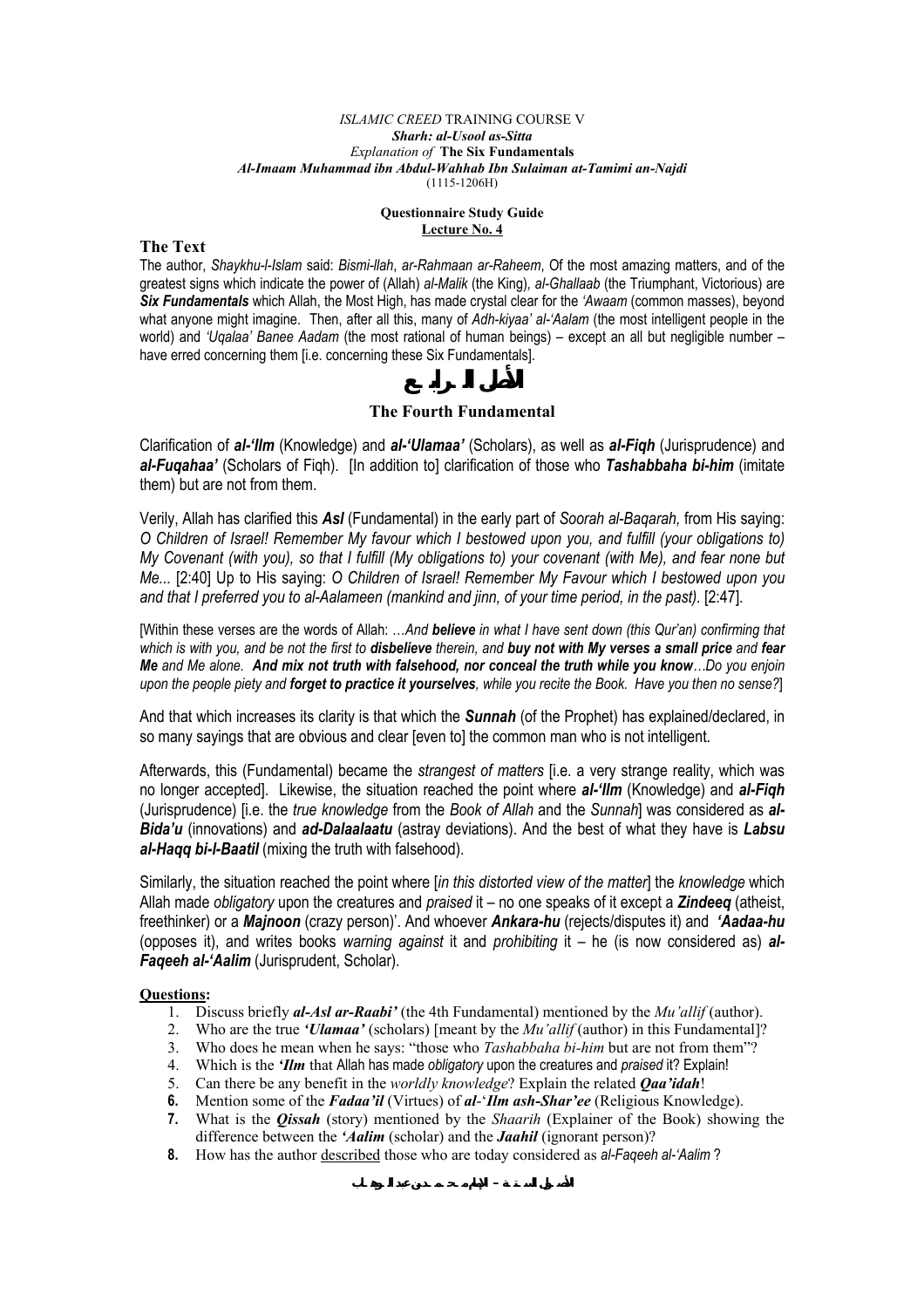*ISLAMIC CREED* TRAINING COURSE V
***Sharh: al-Usool as-Sitta***
*Explanation of* **The Six Fundamentals**
***Al-Imaam Muhammad ibn Abdul-Wahhab Ibn Sulaiman at-Tamimi an-Najdi***
(1115-1206H)

**Questionnaire Study Guide**
**Lecture No. 4**

## The Text

The author, *Shaykhu-l-Islam* said: *Bismi-llah*, *ar-Rahmaan ar-Raheem*, Of the most amazing matters, and of the greatest signs which indicate the power of (Allah) *al-Malik* (the King), *al-Ghallaab* (the Triumphant, Victorious) are ***Six Fundamentals*** which Allah, the Most High, has made crystal clear for the *'Awaam* (common masses), beyond what anyone might imagine. Then, after all this, many of *Adh-kiyaa' al-'Aalam* (the most intelligent people in the world) and *'Uqalaa' Banee Aadam* (the most rational of human beings) – except an all but negligible number – have erred concerning them [i.e. concerning these Six Fundamentals].

# الأصل الرابع

## The Fourth Fundamental

Clarification of ***al-'Ilm*** (Knowledge) and ***al-'Ulamaa'*** (Scholars), as well as ***al-Fiqh*** (Jurisprudence) and ***al-Fuqahaa'*** (Scholars of Fiqh). [In addition to] clarification of those who ***Tashabbaha bi-him*** (imitate them) but are not from them.

Verily, Allah has clarified this ***Asl*** (Fundamental) in the early part of *Soorah al-Baqarah,* from His saying: *O Children of Israel! Remember My favour which I bestowed upon you, and fulfill (your obligations to) My Covenant (with you), so that I fulfill (My obligations to) your covenant (with Me), and fear none but Me...* [2:40] Up to His saying: *O Children of Israel! Remember My Favour which I bestowed upon you and that I preferred you to al-Aalameen (mankind and jinn, of your time period, in the past).* [2:47].

[Within these verses are the words of Allah: *…And **believe** in what I have sent down (this Qur'an) confirming that which is with you, and be not the first to **disbelieve** therein, and **buy not with My verses a small price** and **fear Me** and Me alone. **And mix not truth with falsehood, nor conceal the truth while you know**…Do you enjoin upon the people piety and **forget to practice it yourselves**, while you recite the Book. Have you then no sense?*]

And that which increases its clarity is that which the ***Sunnah*** (of the Prophet) has explained/declared, in so many sayings that are obvious and clear [even to] the common man who is not intelligent.

Afterwards, this (Fundamental) became the *strangest of matters* [i.e. a very strange reality, which was no longer accepted]. Likewise, the situation reached the point where ***al-'Ilm*** (Knowledge) and ***al-Fiqh*** (Jurisprudence) [i.e. the *true knowledge* from the *Book of Allah* and the *Sunnah*] was considered as ***al-Bida'u*** (innovations) and ***ad-Dalaalaatu*** (astray deviations). And the best of what they have is ***Labsu al-Haqq bi-l-Baatil*** (mixing the truth with falsehood).

Similarly, the situation reached the point where [*in this distorted view of the matter*] the *knowledge* which Allah made *obligatory* upon the creatures and *praised* it – no one speaks of it except a ***Zindeeq*** (atheist, freethinker) or a ***Majnoon*** (crazy person)'. And whoever ***Ankara-hu*** (rejects/disputes it) and ***'Aadaa-hu*** (opposes it), and writes books *warning against* it and *prohibiting* it – he (is now considered as) ***al-Faqeeh al-'Aalim*** (Jurisprudent, Scholar).

**Questions:**

1. Discuss briefly ***al-Asl ar-Raabi'*** (the 4th Fundamental) mentioned by the *Mu'allif* (author).
2. Who are the true ***'Ulamaa'*** (scholars) [meant by the *Mu'allif* (author) in this Fundamental]?
3. Who does he mean when he says: "those who *Tashabbaha bi-him* but are not from them"?
4. Which is the ***'Ilm*** that Allah has made *obligatory* upon the creatures and *praised* it? Explain!
5. Can there be any benefit in the *worldly knowledge*? Explain the related ***Qaa'idah***!
6. Mention some of the ***Fadaa'il*** (Virtues) of ***al-'Ilm ash-Shar'ee*** (Religious Knowledge).
7. What is the ***Qissah*** (story) mentioned by the *Shaarih* (Explainer of the Book) showing the difference between the ***'Aalim*** (scholar) and the ***Jaahil*** (ignorant person)?
8. How has the author described those who are today considered as *al-Faqeeh al-'Aalim* ?

**الأصول الستة – الإمام محمد بن عبد الوهاب**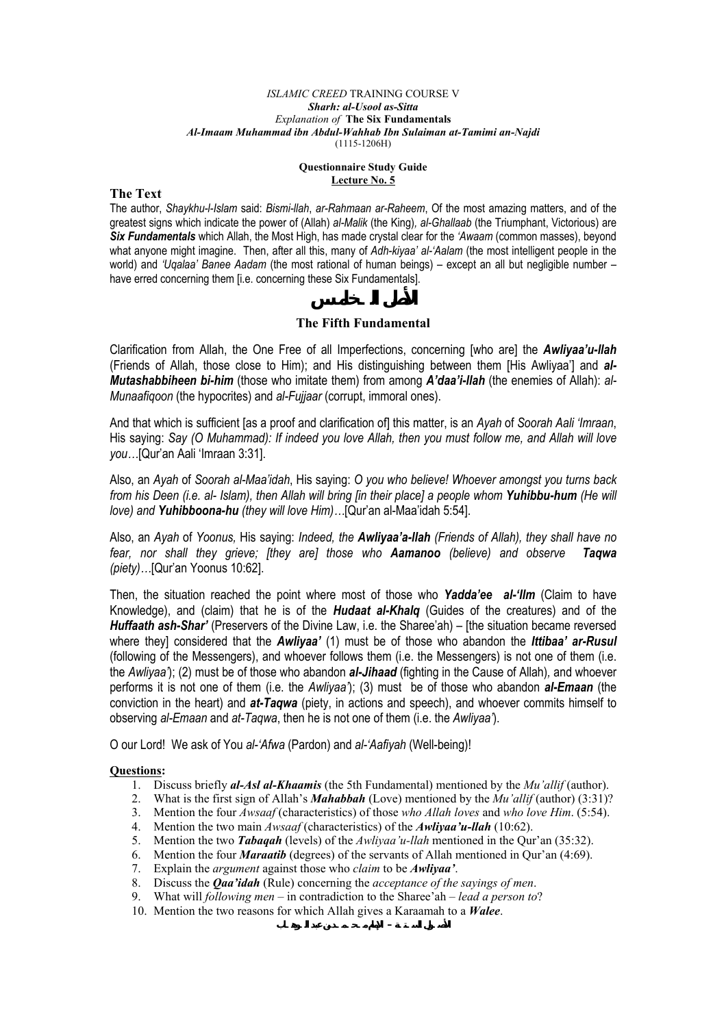*ISLAMIC CREED* TRAINING COURSE V
***Sharh: al-Usool as-Sitta***
*Explanation of* **The Six Fundamentals**
***Al-Imaam Muhammad ibn Abdul-Wahhab Ibn Sulaiman at-Tamimi an-Najdi***
(1115-1206H)

**Questionnaire Study Guide**
**Lecture No. 5**

## The Text

The author, *Shaykhu-l-Islam* said: *Bismi-llah*, *ar-Rahmaan ar-Raheem*, Of the most amazing matters, and of the greatest signs which indicate the power of (Allah) *al-Malik* (the King), *al-Ghallaab* (the Triumphant, Victorious) are ***Six Fundamentals*** which Allah, the Most High, has made crystal clear for the *'Awaam* (common masses), beyond what anyone might imagine. Then, after all this, many of *Adh-kiyaa' al-'Aalam* (the most intelligent people in the world) and *'Uqalaa' Banee Aadam* (the most rational of human beings) – except an all but negligible number – have erred concerning them [i.e. concerning these Six Fundamentals].

# الأصل الخامس

## The Fifth Fundamental

Clarification from Allah, the One Free of all Imperfections, concerning [who are] the ***Awliyaa'u-llah*** (Friends of Allah, those close to Him); and His distinguishing between them [His Awliyaa'] and ***al-Mutashabbiheen bi-him*** (those who imitate them) from among ***A'daa'i-llah*** (the enemies of Allah): *al-Munaafiqoon* (the hypocrites) and *al-Fujjaar* (corrupt, immoral ones).

And that which is sufficient [as a proof and clarification of] this matter, is an *Ayah* of *Soorah Aali 'Imraan*, His saying: *Say (O Muhammad): If indeed you love Allah, then you must follow me, and Allah will love you*…[Qur'an Aali 'Imraan 3:31].

Also, an *Ayah* of *Soorah al-Maa'idah*, His saying: *O you who believe! Whoever amongst you turns back from his Deen (i.e. al- Islam), then Allah will bring [in their place] a people whom **Yuhibbu-hum** (He will love) and **Yuhibboona-hu** (they will love Him)*…[Qur'an al-Maa'idah 5:54].

Also, an *Ayah* of *Yoonus,* His saying: *Indeed, the **Awliyaa'a-llah** (Friends of Allah), they shall have no fear, nor shall they grieve; [they are] those who **Aamanoo** (believe) and observe **Taqwa** (piety)*…[Qur'an Yoonus 10:62].

Then, the situation reached the point where most of those who ***Yadda'ee al-'Ilm*** (Claim to have Knowledge), and (claim) that he is of the ***Hudaat al-Khalq*** (Guides of the creatures) and of the ***Huffaath ash-Shar'*** (Preservers of the Divine Law, i.e. the Sharee'ah) – [the situation became reversed where they] considered that the ***Awliyaa'*** (1) must be of those who abandon the ***Ittibaa' ar-Rusul*** (following of the Messengers), and whoever follows them (i.e. the Messengers) is not one of them (i.e. the *Awliyaa'*); (2) must be of those who abandon ***al-Jihaad*** (fighting in the Cause of Allah), and whoever performs it is not one of them (i.e. the *Awliyaa'*); (3) must be of those who abandon ***al-Emaan*** (the conviction in the heart) and ***at-Taqwa*** (piety, in actions and speech), and whoever commits himself to observing *al-Emaan* and *at-Taqwa*, then he is not one of them (i.e. the *Awliyaa'*).

O our Lord! We ask of You *al-'Afwa* (Pardon) and *al-'Aafiyah* (Well-being)!

**Questions:**

1. Discuss briefly ***al-Asl al-Khaamis*** (the 5th Fundamental) mentioned by the *Mu'allif* (author).
2. What is the first sign of Allah's ***Mahabbah*** (Love) mentioned by the *Mu'allif* (author) (3:31)?
3. Mention the four *Awsaaf* (characteristics) of those *who Allah loves* and *who love Him*. (5:54).
4. Mention the two main *Awsaaf* (characteristics) of the ***Awliyaa'u-llah*** (10:62).
5. Mention the two ***Tabaqah*** (levels) of the *Awliyaa'u-llah* mentioned in the Qur'an (35:32).
6. Mention the four ***Maraatib*** (degrees) of the servants of Allah mentioned in Qur'an (4:69).
7. Explain the *argument* against those who *claim* to be ***Awliyaa'***.
8. Discuss the ***Qaa'idah*** (Rule) concerning the *acceptance of the sayings of men*.
9. What will *following men* – in contradiction to the Sharee'ah – *lead a person to*?
10. Mention the two reasons for which Allah gives a Karaamah to a ***Walee***.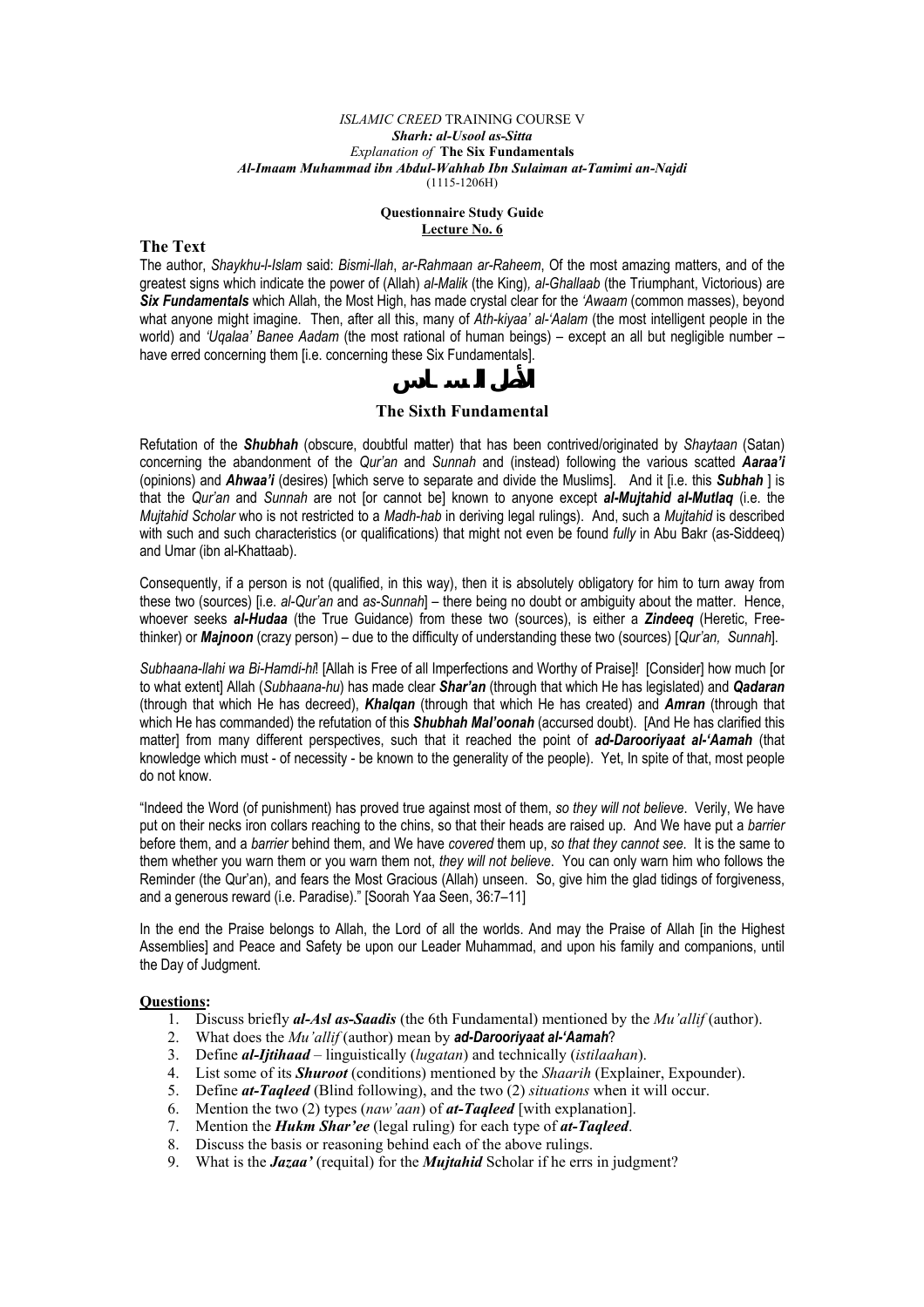*ISLAMIC CREED* TRAINING COURSE V
***Sharh: al-Usool as-Sitta***
*Explanation of* **The Six Fundamentals**
***Al-Imaam Muhammad ibn Abdul-Wahhab Ibn Sulaiman at-Tamimi an-Najdi***
(1115-1206H)

**Questionnaire Study Guide**
**Lecture No. 6**

## The Text

The author, *Shaykhu-l-Islam* said: *Bismi-llah*, *ar-Rahmaan ar-Raheem*, Of the most amazing matters, and of the greatest signs which indicate the power of (Allah) *al-Malik* (the King), *al-Ghallaab* (the Triumphant, Victorious) are ***Six Fundamentals*** which Allah, the Most High, has made crystal clear for the *'Awaam* (common masses), beyond what anyone might imagine. Then, after all this, many of *Ath-kiyaa' al-'Aalam* (the most intelligent people in the world) and *'Uqalaa' Banee Aadam* (the most rational of human beings) – except an all but negligible number – have erred concerning them [i.e. concerning these Six Fundamentals].

# الأصل السادس

## The Sixth Fundamental

Refutation of the ***Shubhah*** (obscure, doubtful matter) that has been contrived/originated by *Shaytaan* (Satan) concerning the abandonment of the *Qur'an* and *Sunnah* and (instead) following the various scatted ***Aaraa'i*** (opinions) and ***Ahwaa'i*** (desires) [which serve to separate and divide the Muslims]. And it [i.e. this ***Subhah*** ] is that the *Qur'an* and *Sunnah* are not [or cannot be] known to anyone except ***al-Mujtahid al-Mutlaq*** (i.e. the *Mujtahid Scholar* who is not restricted to a *Madh-hab* in deriving legal rulings). And, such a *Mujtahid* is described with such and such characteristics (or qualifications) that might not even be found *fully* in Abu Bakr (as-Siddeeq) and Umar (ibn al-Khattaab).

Consequently, if a person is not (qualified, in this way), then it is absolutely obligatory for him to turn away from these two (sources) [i.e. *al-Qur'an* and *as-Sunnah*] – there being no doubt or ambiguity about the matter. Hence, whoever seeks ***al-Hudaa*** (the True Guidance) from these two (sources), is either a ***Zindeeq*** (Heretic, Free-thinker) or ***Majnoon*** (crazy person) – due to the difficulty of understanding these two (sources) [*Qur'an, Sunnah*].

*Subhaana-llahi wa Bi-Hamdi-hi*! [Allah is Free of all Imperfections and Worthy of Praise]! [Consider] how much [or to what extent] Allah (*Subhaana-hu*) has made clear ***Shar'an*** (through that which He has legislated) and ***Qadaran*** (through that which He has decreed), ***Khalqan*** (through that which He has created) and ***Amran*** (through that which He has commanded) the refutation of this ***Shubhah Mal'oonah*** (accursed doubt). [And He has clarified this matter] from many different perspectives, such that it reached the point of ***ad-Darooriyaat al-'Aamah*** (that knowledge which must - of necessity - be known to the generality of the people). Yet, In spite of that, most people do not know.

"Indeed the Word (of punishment) has proved true against most of them, *so they will not believe*. Verily, We have put on their necks iron collars reaching to the chins, so that their heads are raised up. And We have put a *barrier* before them, and a *barrier* behind them, and We have *covered* them up, *so that they cannot see*. It is the same to them whether you warn them or you warn them not, *they will not believe*. You can only warn him who follows the Reminder (the Qur'an), and fears the Most Gracious (Allah) unseen. So, give him the glad tidings of forgiveness, and a generous reward (i.e. Paradise)." [Soorah Yaa Seen, 36:7–11]

In the end the Praise belongs to Allah, the Lord of all the worlds. And may the Praise of Allah [in the Highest Assemblies] and Peace and Safety be upon our Leader Muhammad, and upon his family and companions, until the Day of Judgment.

**Questions:**

1. Discuss briefly ***al-Asl as-Saadis*** (the 6th Fundamental) mentioned by the *Mu'allif* (author).
2. What does the *Mu'allif* (author) mean by ***ad-Darooriyaat al-'Aamah***?
3. Define ***al-Ijtihaad*** – linguistically (*lugatan*) and technically (*istilaahan*).
4. List some of its ***Shuroot*** (conditions) mentioned by the *Shaarih* (Explainer, Expounder).
5. Define ***at-Taqleed*** (Blind following), and the two (2) *situations* when it will occur.
6. Mention the two (2) types (*naw'aan*) of ***at-Taqleed*** [with explanation].
7. Mention the ***Hukm Shar'ee*** (legal ruling) for each type of ***at-Taqleed***.
8. Discuss the basis or reasoning behind each of the above rulings.
9. What is the ***Jazaa'*** (requital) for the ***Mujtahid*** Scholar if he errs in judgment?